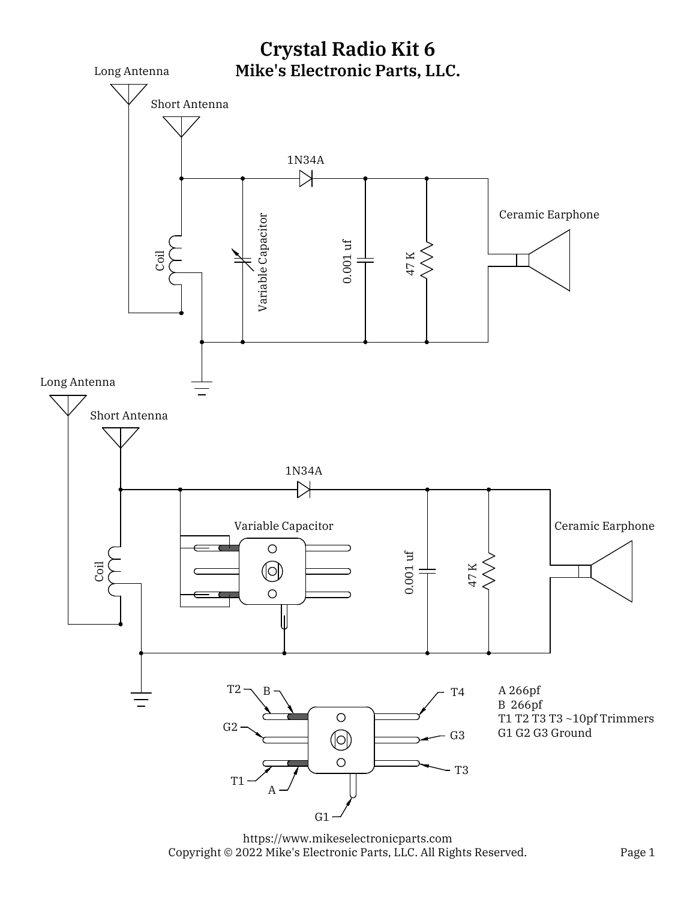# Crystal Radio Kit 6

## Mike's Electronic Parts, LLC.

Long Antenna

Short Antenna

1N34A

Coil

Variable Capacitor

0.001 uf

47 K

Ceramic Earphone

Long Antenna

Short Antenna

1N34A

Coil

Variable Capacitor

0.001 uf

47 K

Ceramic Earphone

T2 B T4

G2 G3

T1 A T3

G1

A 266pf
B 266pf
T1 T2 T3 T3 ~10pf Trimmers
G1 G2 G3 Ground

https://www.mikeselectronicparts.com
Copyright © 2022 Mike's Electronic Parts, LLC. All Rights Reserved.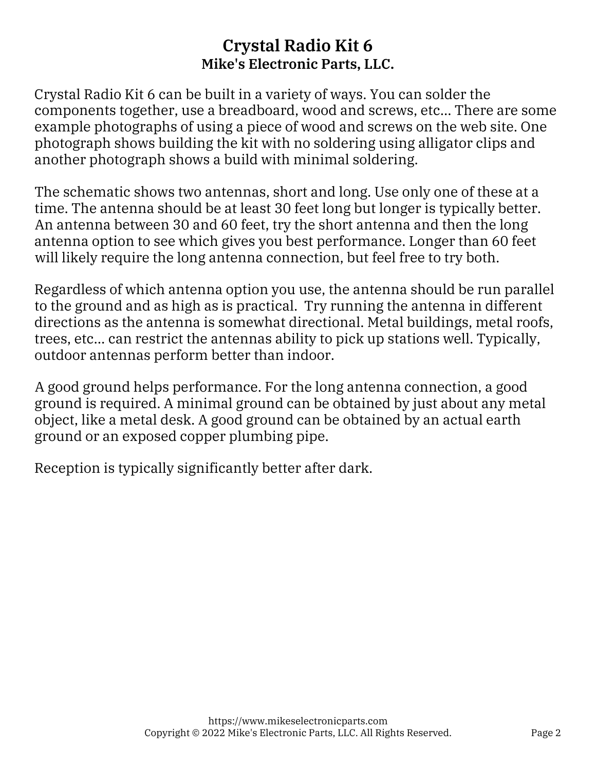# Crystal Radio Kit 6
## Mike's Electronic Parts, LLC.

Crystal Radio Kit 6 can be built in a variety of ways. You can solder the components together, use a breadboard, wood and screws, etc... There are some example photographs of using a piece of wood and screws on the web site. One photograph shows building the kit with no soldering using alligator clips and another photograph shows a build with minimal soldering.

The schematic shows two antennas, short and long. Use only one of these at a time. The antenna should be at least 30 feet long but longer is typically better. An antenna between 30 and 60 feet, try the short antenna and then the long antenna option to see which gives you best performance. Longer than 60 feet will likely require the long antenna connection, but feel free to try both.

Regardless of which antenna option you use, the antenna should be run parallel to the ground and as high as is practical. Try running the antenna in different directions as the antenna is somewhat directional. Metal buildings, metal roofs, trees, etc... can restrict the antennas ability to pick up stations well. Typically, outdoor antennas perform better than indoor.

A good ground helps performance. For the long antenna connection, a good ground is required. A minimal ground can be obtained by just about any metal object, like a metal desk. A good ground can be obtained by an actual earth ground or an exposed copper plumbing pipe.

Reception is typically significantly better after dark.